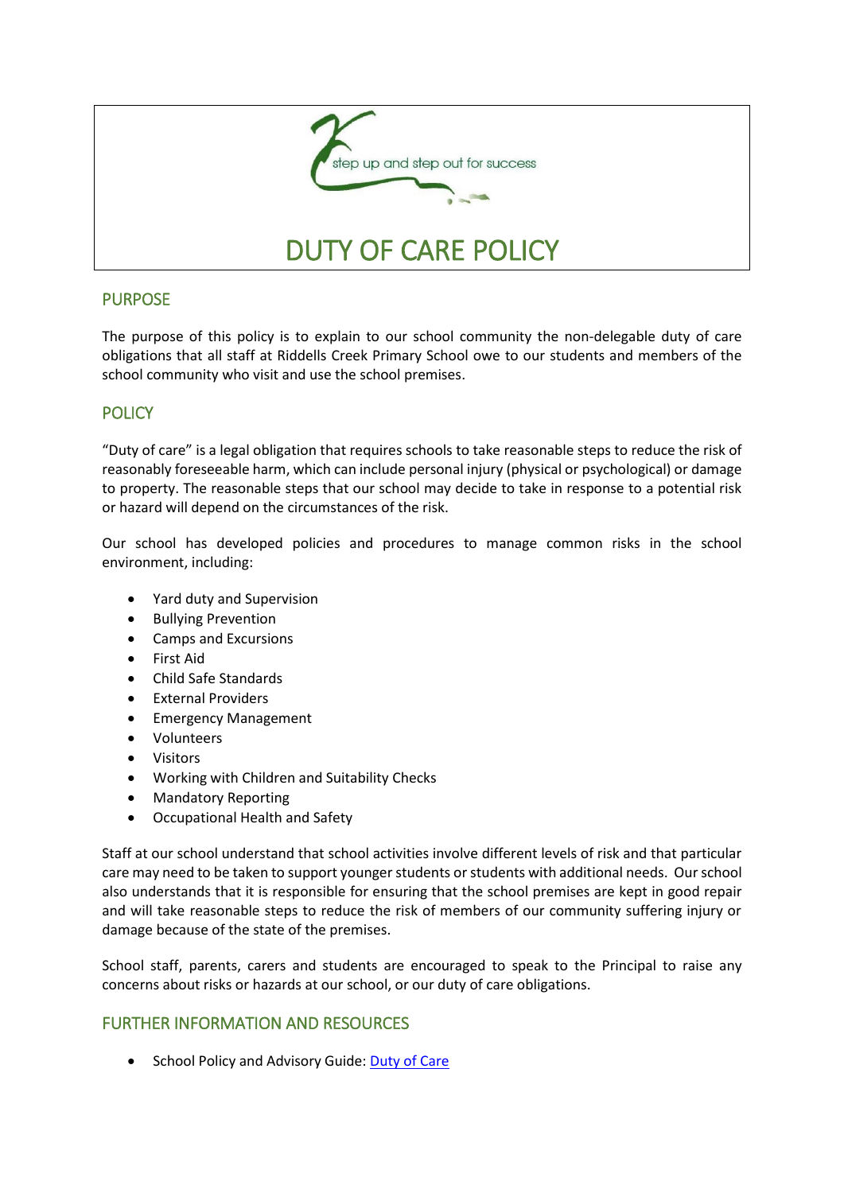step up and step out for success

# DUTY OF CARE POLICY

## PURPOSE

The purpose of this policy is to explain to our school community the non-delegable duty of care obligations that all staff at Riddells Creek Primary School owe to our students and members of the school community who visit and use the school premises.

## POLICY

"Duty of care" is a legal obligation that requires schools to take reasonable steps to reduce the risk of reasonably foreseeable harm, which can include personal injury (physical or psychological) or damage to property. The reasonable steps that our school may decide to take in response to a potential risk or hazard will depend on the circumstances of the risk.

Our school has developed policies and procedures to manage common risks in the school environment, including:

- Yard duty and Supervision
- Bullying Prevention
- Camps and Excursions
- First Aid
- Child Safe Standards
- External Providers
- Emergency Management
- Volunteers
- Visitors
- Working with Children and Suitability Checks
- Mandatory Reporting
- Occupational Health and Safety

Staff at our school understand that school activities involve different levels of risk and that particular care may need to be taken to support younger students or students with additional needs. Our school also understands that it is responsible for ensuring that the school premises are kept in good repair and will take reasonable steps to reduce the risk of members of our community suffering injury or damage because of the state of the premises.

School staff, parents, carers and students are encouraged to speak to the Principal to raise any concerns about risks or hazards at our school, or our duty of care obligations.

## FURTHER INFORMATION AND RESOURCES

- School Policy and Advisory Guide: Duty of Care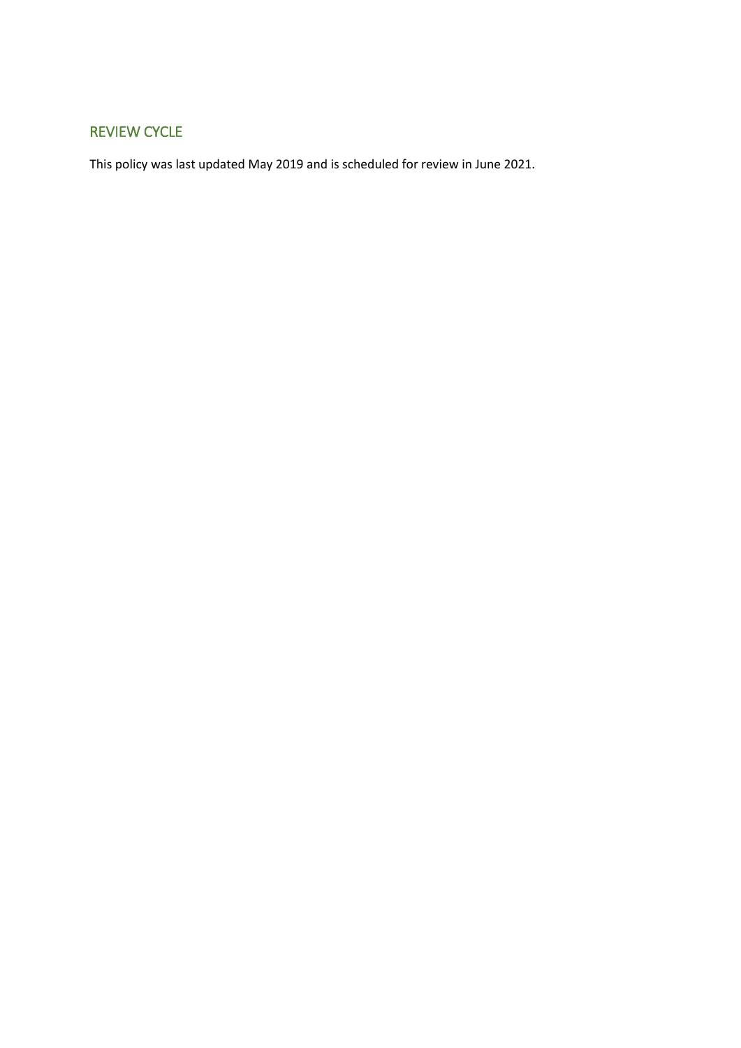## REVIEW CYCLE

This policy was last updated May 2019 and is scheduled for review in June 2021.